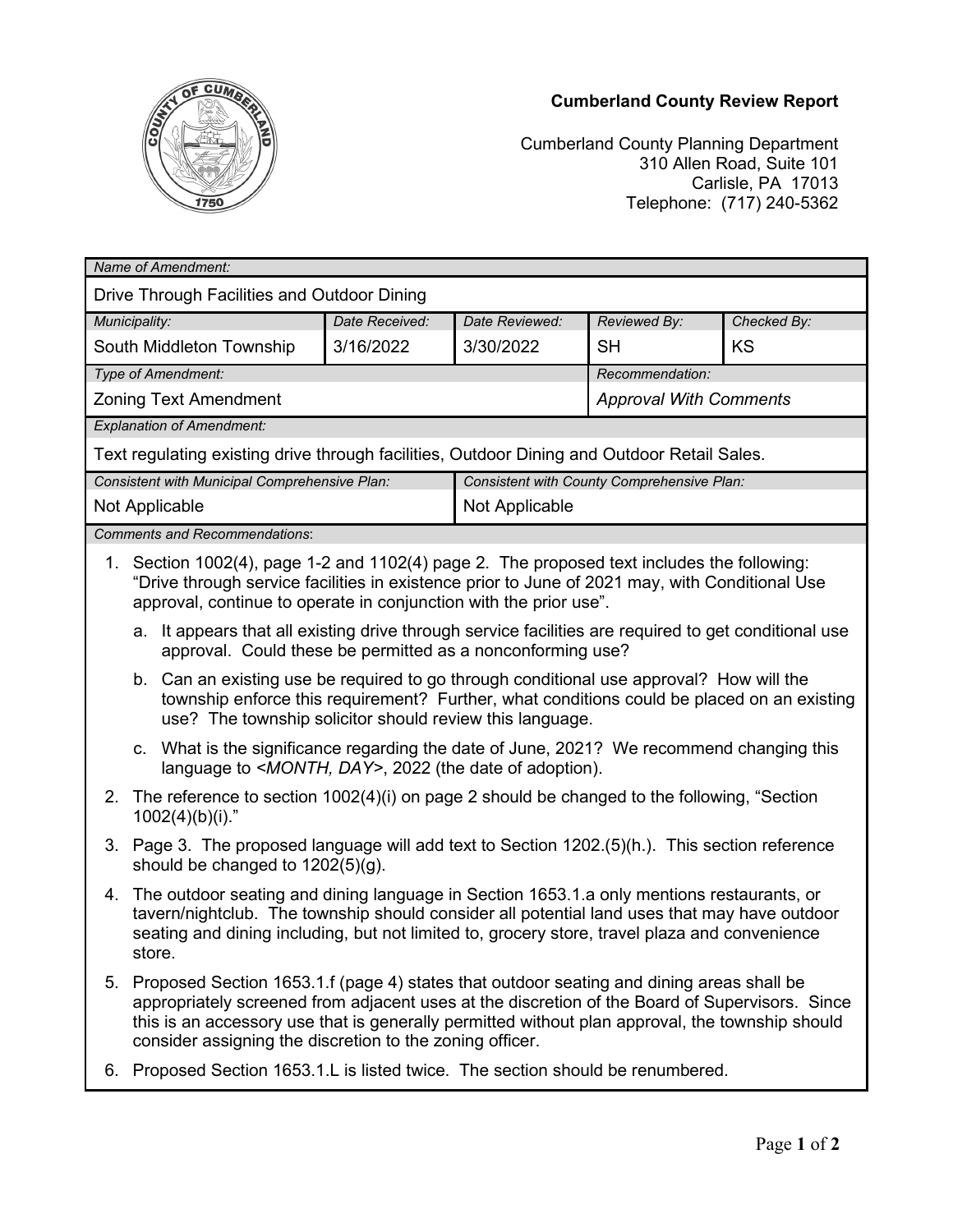**Cumberland County Review Report**

Cumberland County Planning Department
310 Allen Road, Suite 101
Carlisle, PA 17013
Telephone: (717) 240-5362

| *Name of Amendment:* | | | | |
|---|---|---|---|---|
| Drive Through Facilities and Outdoor Dining | | | | |
| *Municipality:* | *Date Received:* | *Date Reviewed:* | *Reviewed By:* | *Checked By:* |
| South Middleton Township | 3/16/2022 | 3/30/2022 | SH | KS |
| *Type of Amendment:* | | | *Recommendation:* | |
| Zoning Text Amendment | | | *Approval With Comments* | |
| *Explanation of Amendment:* | | | | |
| Text regulating existing drive through facilities, Outdoor Dining and Outdoor Retail Sales. | | | | |
| *Consistent with Municipal Comprehensive Plan:* | | *Consistent with County Comprehensive Plan:* | | |
| Not Applicable | | Not Applicable | | |

*Comments and Recommendations*:

1. Section 1002(4), page 1-2 and 1102(4) page 2. The proposed text includes the following: "Drive through service facilities in existence prior to June of 2021 may, with Conditional Use approval, continue to operate in conjunction with the prior use".
   a. It appears that all existing drive through service facilities are required to get conditional use approval. Could these be permitted as a nonconforming use?
   b. Can an existing use be required to go through conditional use approval? How will the township enforce this requirement? Further, what conditions could be placed on an existing use? The township solicitor should review this language.
   c. What is the significance regarding the date of June, 2021? We recommend changing this language to *<MONTH, DAY>*, 2022 (the date of adoption).
2. The reference to section 1002(4)(i) on page 2 should be changed to the following, "Section 1002(4)(b)(i)."
3. Page 3. The proposed language will add text to Section 1202.(5)(h.). This section reference should be changed to 1202(5)(g).
4. The outdoor seating and dining language in Section 1653.1.a only mentions restaurants, or tavern/nightclub. The township should consider all potential land uses that may have outdoor seating and dining including, but not limited to, grocery store, travel plaza and convenience store.
5. Proposed Section 1653.1.f (page 4) states that outdoor seating and dining areas shall be appropriately screened from adjacent uses at the discretion of the Board of Supervisors. Since this is an accessory use that is generally permitted without plan approval, the township should consider assigning the discretion to the zoning officer.
6. Proposed Section 1653.1.L is listed twice. The section should be renumbered.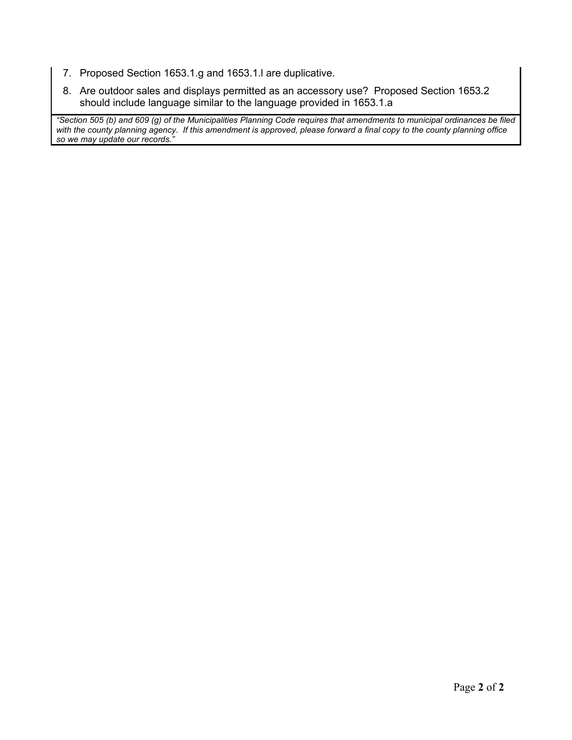7. Proposed Section 1653.1.g and 1653.1.l are duplicative.
8. Are outdoor sales and displays permitted as an accessory use? Proposed Section 1653.2 should include language similar to the language provided in 1653.1.a

*"Section 505 (b) and 609 (g) of the Municipalities Planning Code requires that amendments to municipal ordinances be filed with the county planning agency. If this amendment is approved, please forward a final copy to the county planning office so we may update our records."*